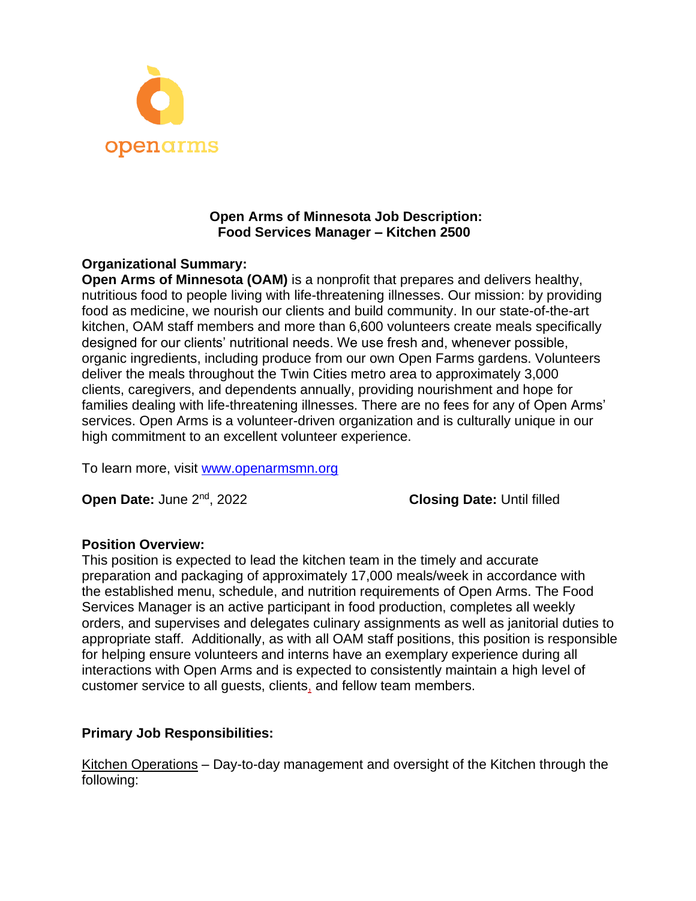openarms

# Open Arms of Minnesota Job Description: Food Services Manager – Kitchen 2500

**Organizational Summary:**

**Open Arms of Minnesota (OAM)** is a nonprofit that prepares and delivers healthy, nutritious food to people living with life-threatening illnesses. Our mission: by providing food as medicine, we nourish our clients and build community. In our state-of-the-art kitchen, OAM staff members and more than 6,600 volunteers create meals specifically designed for our clients' nutritional needs. We use fresh and, whenever possible, organic ingredients, including produce from our own Open Farms gardens. Volunteers deliver the meals throughout the Twin Cities metro area to approximately 3,000 clients, caregivers, and dependents annually, providing nourishment and hope for families dealing with life-threatening illnesses. There are no fees for any of Open Arms' services. Open Arms is a volunteer-driven organization and is culturally unique in our high commitment to an excellent volunteer experience.

To learn more, visit www.openarmsmn.org

**Open Date:** June 2nd, 2022 **Closing Date:** Until filled

**Position Overview:**

This position is expected to lead the kitchen team in the timely and accurate preparation and packaging of approximately 17,000 meals/week in accordance with the established menu, schedule, and nutrition requirements of Open Arms. The Food Services Manager is an active participant in food production, completes all weekly orders, and supervises and delegates culinary assignments as well as janitorial duties to appropriate staff. Additionally, as with all OAM staff positions, this position is responsible for helping ensure volunteers and interns have an exemplary experience during all interactions with Open Arms and is expected to consistently maintain a high level of customer service to all guests, clients, and fellow team members.

**Primary Job Responsibilities:**

Kitchen Operations – Day-to-day management and oversight of the Kitchen through the following: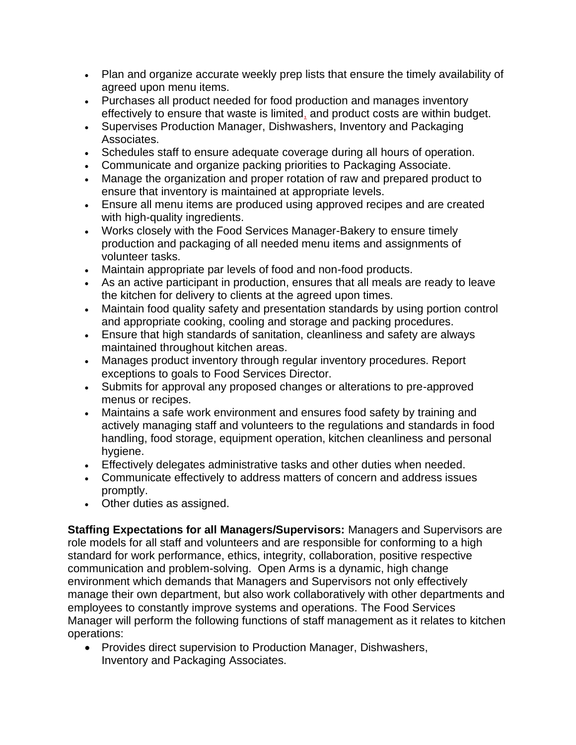- Plan and organize accurate weekly prep lists that ensure the timely availability of agreed upon menu items.
- Purchases all product needed for food production and manages inventory effectively to ensure that waste is limited, and product costs are within budget.
- Supervises Production Manager, Dishwashers, Inventory and Packaging Associates.
- Schedules staff to ensure adequate coverage during all hours of operation.
- Communicate and organize packing priorities to Packaging Associate.
- Manage the organization and proper rotation of raw and prepared product to ensure that inventory is maintained at appropriate levels.
- Ensure all menu items are produced using approved recipes and are created with high-quality ingredients.
- Works closely with the Food Services Manager-Bakery to ensure timely production and packaging of all needed menu items and assignments of volunteer tasks.
- Maintain appropriate par levels of food and non-food products.
- As an active participant in production, ensures that all meals are ready to leave the kitchen for delivery to clients at the agreed upon times.
- Maintain food quality safety and presentation standards by using portion control and appropriate cooking, cooling and storage and packing procedures.
- Ensure that high standards of sanitation, cleanliness and safety are always maintained throughout kitchen areas.
- Manages product inventory through regular inventory procedures. Report exceptions to goals to Food Services Director.
- Submits for approval any proposed changes or alterations to pre-approved menus or recipes.
- Maintains a safe work environment and ensures food safety by training and actively managing staff and volunteers to the regulations and standards in food handling, food storage, equipment operation, kitchen cleanliness and personal hygiene.
- Effectively delegates administrative tasks and other duties when needed.
- Communicate effectively to address matters of concern and address issues promptly.
- Other duties as assigned.

**Staffing Expectations for all Managers/Supervisors:** Managers and Supervisors are role models for all staff and volunteers and are responsible for conforming to a high standard for work performance, ethics, integrity, collaboration, positive respective communication and problem-solving. Open Arms is a dynamic, high change environment which demands that Managers and Supervisors not only effectively manage their own department, but also work collaboratively with other departments and employees to constantly improve systems and operations. The Food Services Manager will perform the following functions of staff management as it relates to kitchen operations:

- Provides direct supervision to Production Manager, Dishwashers, Inventory and Packaging Associates.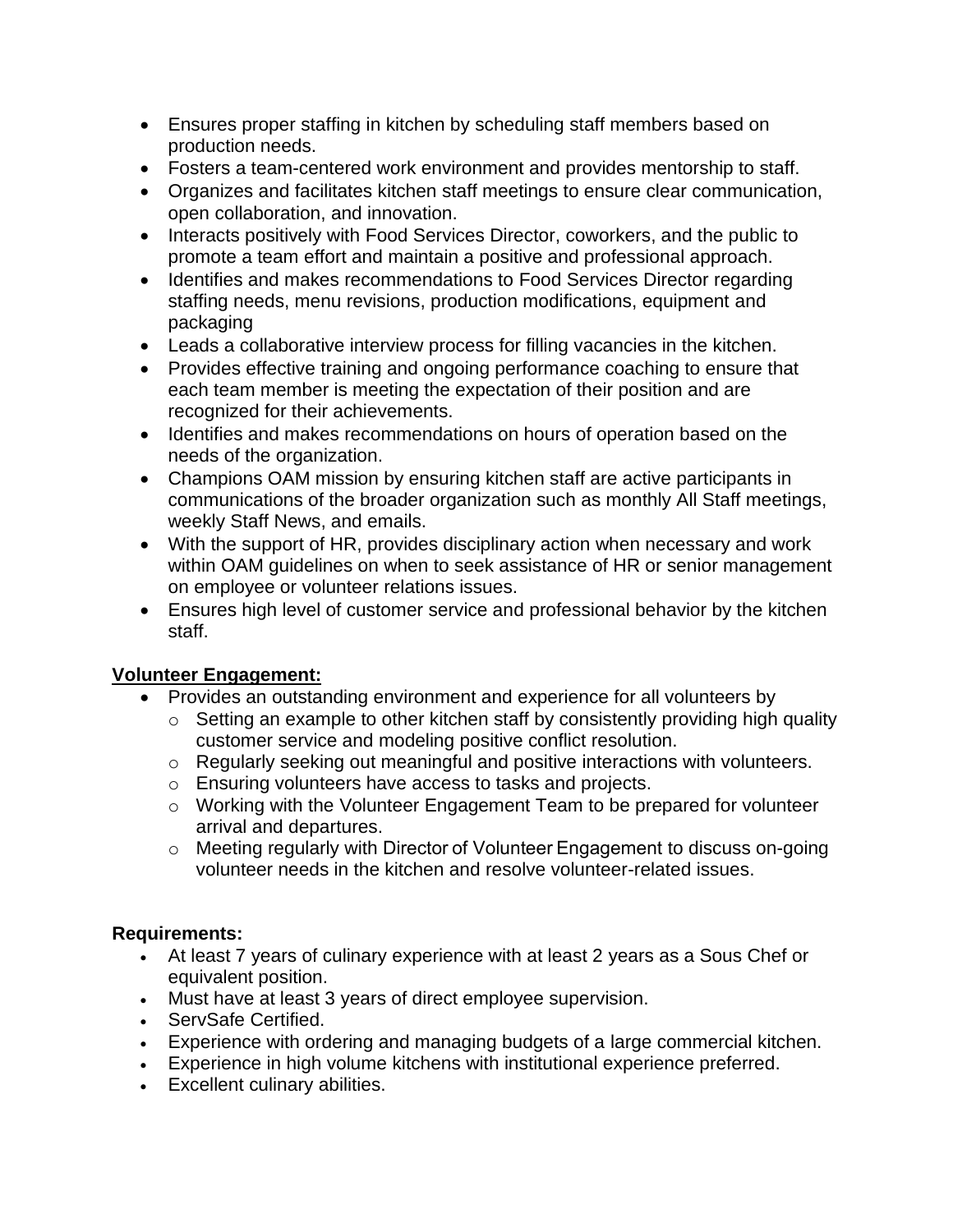- Ensures proper staffing in kitchen by scheduling staff members based on production needs.
- Fosters a team-centered work environment and provides mentorship to staff.
- Organizes and facilitates kitchen staff meetings to ensure clear communication, open collaboration, and innovation.
- Interacts positively with Food Services Director, coworkers, and the public to promote a team effort and maintain a positive and professional approach.
- Identifies and makes recommendations to Food Services Director regarding staffing needs, menu revisions, production modifications, equipment and packaging
- Leads a collaborative interview process for filling vacancies in the kitchen.
- Provides effective training and ongoing performance coaching to ensure that each team member is meeting the expectation of their position and are recognized for their achievements.
- Identifies and makes recommendations on hours of operation based on the needs of the organization.
- Champions OAM mission by ensuring kitchen staff are active participants in communications of the broader organization such as monthly All Staff meetings, weekly Staff News, and emails.
- With the support of HR, provides disciplinary action when necessary and work within OAM guidelines on when to seek assistance of HR or senior management on employee or volunteer relations issues.
- Ensures high level of customer service and professional behavior by the kitchen staff.

**Volunteer Engagement:**

- Provides an outstanding environment and experience for all volunteers by
  - Setting an example to other kitchen staff by consistently providing high quality customer service and modeling positive conflict resolution.
  - Regularly seeking out meaningful and positive interactions with volunteers.
  - Ensuring volunteers have access to tasks and projects.
  - Working with the Volunteer Engagement Team to be prepared for volunteer arrival and departures.
  - Meeting regularly with Director of Volunteer Engagement to discuss on-going volunteer needs in the kitchen and resolve volunteer-related issues.

**Requirements:**

- At least 7 years of culinary experience with at least 2 years as a Sous Chef or equivalent position.
- Must have at least 3 years of direct employee supervision.
- ServSafe Certified.
- Experience with ordering and managing budgets of a large commercial kitchen.
- Experience in high volume kitchens with institutional experience preferred.
- Excellent culinary abilities.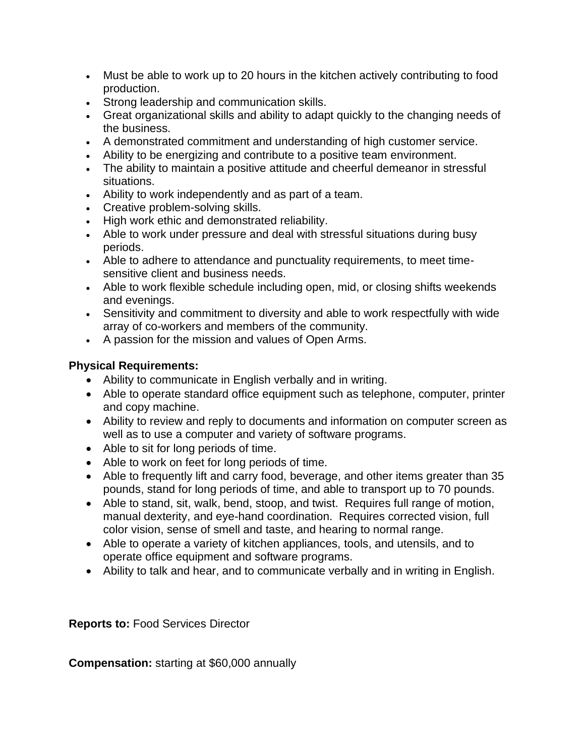- Must be able to work up to 20 hours in the kitchen actively contributing to food production.
- Strong leadership and communication skills.
- Great organizational skills and ability to adapt quickly to the changing needs of the business.
- A demonstrated commitment and understanding of high customer service.
- Ability to be energizing and contribute to a positive team environment.
- The ability to maintain a positive attitude and cheerful demeanor in stressful situations.
- Ability to work independently and as part of a team.
- Creative problem-solving skills.
- High work ethic and demonstrated reliability.
- Able to work under pressure and deal with stressful situations during busy periods.
- Able to adhere to attendance and punctuality requirements, to meet time-sensitive client and business needs.
- Able to work flexible schedule including open, mid, or closing shifts weekends and evenings.
- Sensitivity and commitment to diversity and able to work respectfully with wide array of co-workers and members of the community.
- A passion for the mission and values of Open Arms.

**Physical Requirements:**

- Ability to communicate in English verbally and in writing.
- Able to operate standard office equipment such as telephone, computer, printer and copy machine.
- Ability to review and reply to documents and information on computer screen as well as to use a computer and variety of software programs.
- Able to sit for long periods of time.
- Able to work on feet for long periods of time.
- Able to frequently lift and carry food, beverage, and other items greater than 35 pounds, stand for long periods of time, and able to transport up to 70 pounds.
- Able to stand, sit, walk, bend, stoop, and twist. Requires full range of motion, manual dexterity, and eye-hand coordination. Requires corrected vision, full color vision, sense of smell and taste, and hearing to normal range.
- Able to operate a variety of kitchen appliances, tools, and utensils, and to operate office equipment and software programs.
- Ability to talk and hear, and to communicate verbally and in writing in English.

**Reports to:** Food Services Director

**Compensation:** starting at $60,000 annually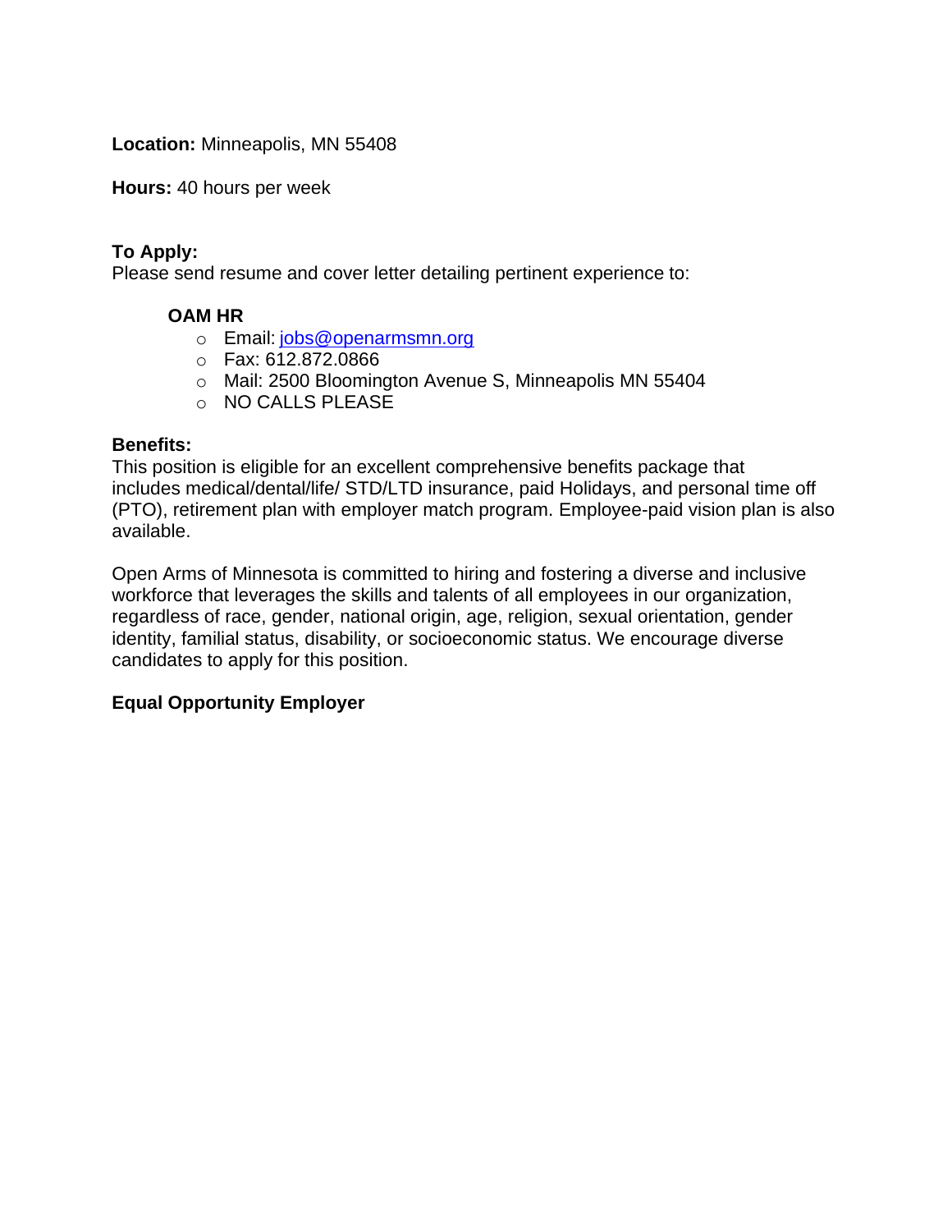**Location:** Minneapolis, MN 55408

**Hours:** 40 hours per week

**To Apply:**
Please send resume and cover letter detailing pertinent experience to:

**OAM HR**

- Email: jobs@openarmsmn.org
- Fax: 612.872.0866
- Mail: 2500 Bloomington Avenue S, Minneapolis MN 55404
- NO CALLS PLEASE

**Benefits:**
This position is eligible for an excellent comprehensive benefits package that includes medical/dental/life/ STD/LTD insurance, paid Holidays, and personal time off (PTO), retirement plan with employer match program. Employee-paid vision plan is also available.

Open Arms of Minnesota is committed to hiring and fostering a diverse and inclusive workforce that leverages the skills and talents of all employees in our organization, regardless of race, gender, national origin, age, religion, sexual orientation, gender identity, familial status, disability, or socioeconomic status. We encourage diverse candidates to apply for this position.

**Equal Opportunity Employer**